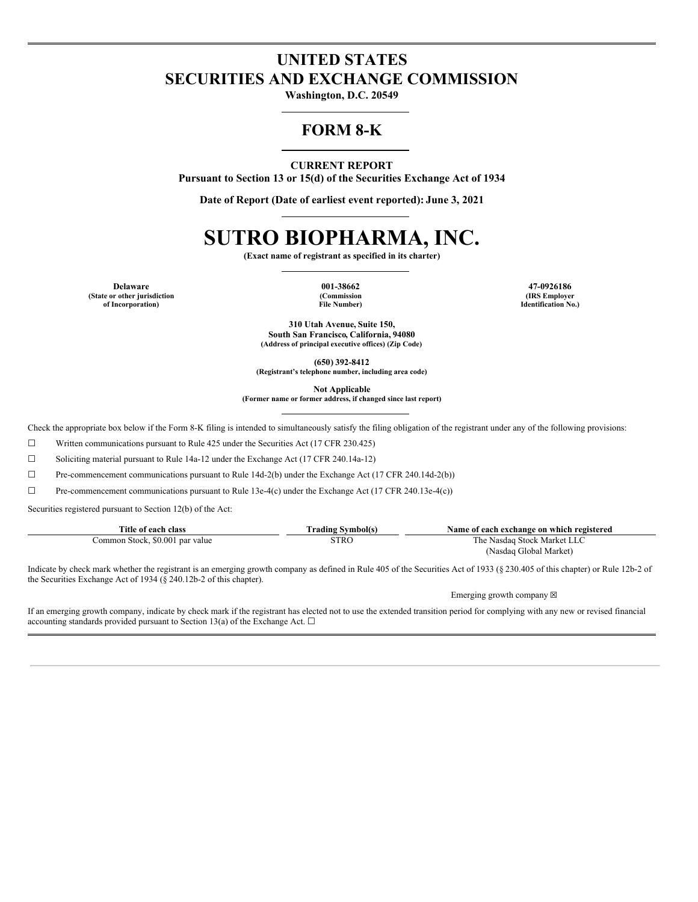# UNITED STATES
# SECURITIES AND EXCHANGE COMMISSION

**Washington, D.C. 20549**

## FORM 8-K

**CURRENT REPORT**
**Pursuant to Section 13 or 15(d) of the Securities Exchange Act of 1934**

**Date of Report (Date of earliest event reported): June 3, 2021**

# SUTRO BIOPHARMA, INC.

**(Exact name of registrant as specified in its charter)**

| Delaware | 001-38662 | 47-0926186 |
|---|---|---|
| (State or other jurisdiction of Incorporation) | (Commission File Number) | (IRS Employer Identification No.) |

**310 Utah Avenue, Suite 150,**
**South San Francisco, California, 94080**
**(Address of principal executive offices) (Zip Code)**

**(650) 392-8412**
**(Registrant's telephone number, including area code)**

**Not Applicable**
**(Former name or former address, if changed since last report)**

Check the appropriate box below if the Form 8-K filing is intended to simultaneously satisfy the filing obligation of the registrant under any of the following provisions:

☐ Written communications pursuant to Rule 425 under the Securities Act (17 CFR 230.425)

☐ Soliciting material pursuant to Rule 14a-12 under the Exchange Act (17 CFR 240.14a-12)

☐ Pre-commencement communications pursuant to Rule 14d-2(b) under the Exchange Act (17 CFR 240.14d-2(b))

☐ Pre-commencement communications pursuant to Rule 13e-4(c) under the Exchange Act (17 CFR 240.13e-4(c))

Securities registered pursuant to Section 12(b) of the Act:

| Title of each class | Trading Symbol(s) | Name of each exchange on which registered |
|---|---|---|
| Common Stock, $0.001 par value | STRO | The Nasdaq Stock Market LLC (Nasdaq Global Market) |

Indicate by check mark whether the registrant is an emerging growth company as defined in Rule 405 of the Securities Act of 1933 (§ 230.405 of this chapter) or Rule 12b-2 of the Securities Exchange Act of 1934 (§ 240.12b-2 of this chapter).

Emerging growth company ☒

If an emerging growth company, indicate by check mark if the registrant has elected not to use the extended transition period for complying with any new or revised financial accounting standards provided pursuant to Section 13(a) of the Exchange Act. ☐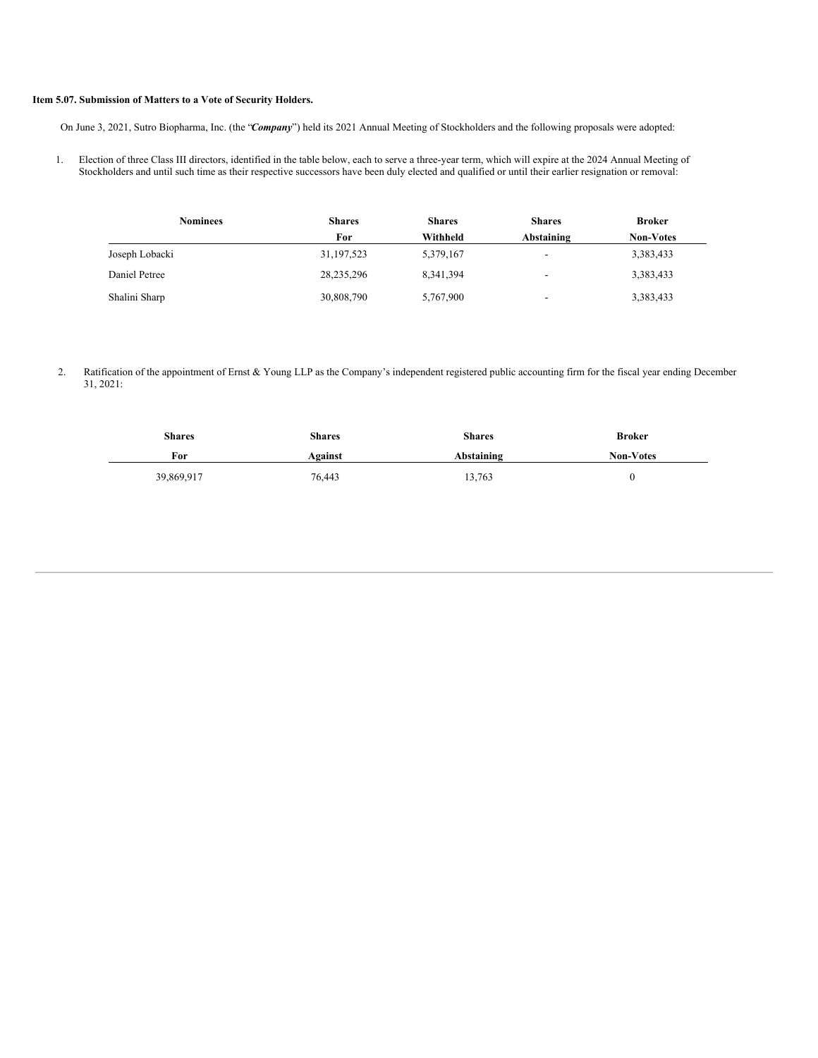**Item 5.07. Submission of Matters to a Vote of Security Holders.**

On June 3, 2021, Sutro Biopharma, Inc. (the "***Company***") held its 2021 Annual Meeting of Stockholders and the following proposals were adopted:

1. Election of three Class III directors, identified in the table below, each to serve a three-year term, which will expire at the 2024 Annual Meeting of Stockholders and until such time as their respective successors have been duly elected and qualified or until their earlier resignation or removal:

| Nominees | Shares For | Shares Withheld | Shares Abstaining | Broker Non-Votes |
|---|---|---|---|---|
| Joseph Lobacki | 31,197,523 | 5,379,167 | - | 3,383,433 |
| Daniel Petree | 28,235,296 | 8,341,394 | - | 3,383,433 |
| Shalini Sharp | 30,808,790 | 5,767,900 | - | 3,383,433 |

2. Ratification of the appointment of Ernst & Young LLP as the Company's independent registered public accounting firm for the fiscal year ending December 31, 2021:

| Shares For | Shares Against | Shares Abstaining | Broker Non-Votes |
|---|---|---|---|
| 39,869,917 | 76,443 | 13,763 | 0 |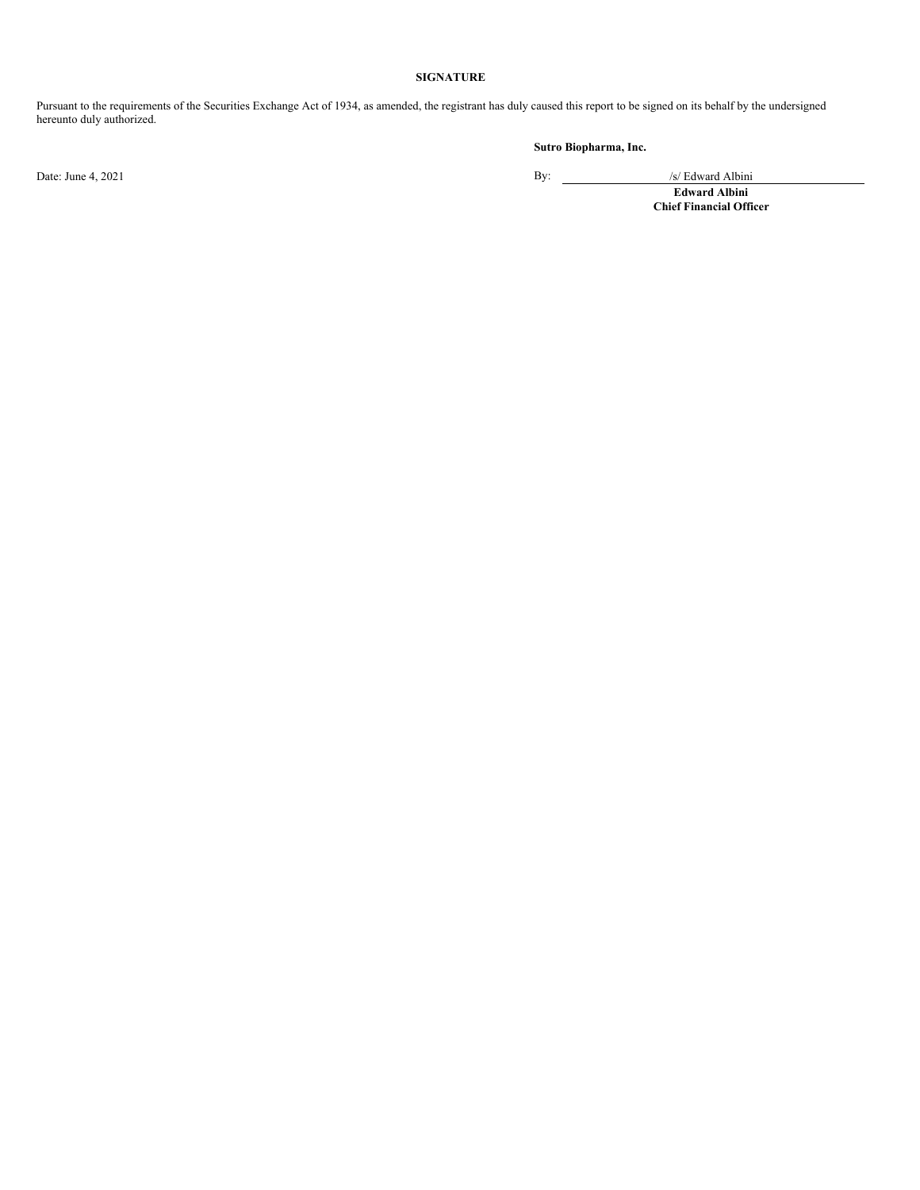**SIGNATURE**

Pursuant to the requirements of the Securities Exchange Act of 1934, as amended, the registrant has duly caused this report to be signed on its behalf by the undersigned hereunto duly authorized.

**Sutro Biopharma, Inc.**

Date: June 4, 2021

By: /s/ Edward Albini

**Edward Albini**
**Chief Financial Officer**